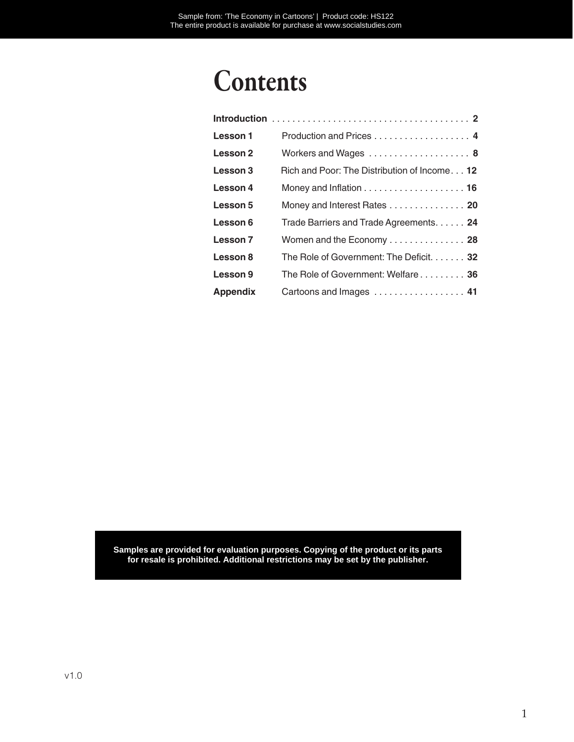# Contents

| | | |
|---|---|---|
| **Introduction** | | **2** |
| **Lesson 1** | Production and Prices | **4** |
| **Lesson 2** | Workers and Wages | **8** |
| **Lesson 3** | Rich and Poor: The Distribution of Income | **12** |
| **Lesson 4** | Money and Inflation | **16** |
| **Lesson 5** | Money and Interest Rates | **20** |
| **Lesson 6** | Trade Barriers and Trade Agreements | **24** |
| **Lesson 7** | Women and the Economy | **28** |
| **Lesson 8** | The Role of Government: The Deficit | **32** |
| **Lesson 9** | The Role of Government: Welfare | **36** |
| **Appendix** | Cartoons and Images | **41** |

**Samples are provided for evaluation purposes. Copying of the product or its parts for resale is prohibited. Additional restrictions may be set by the publisher.**

v1.0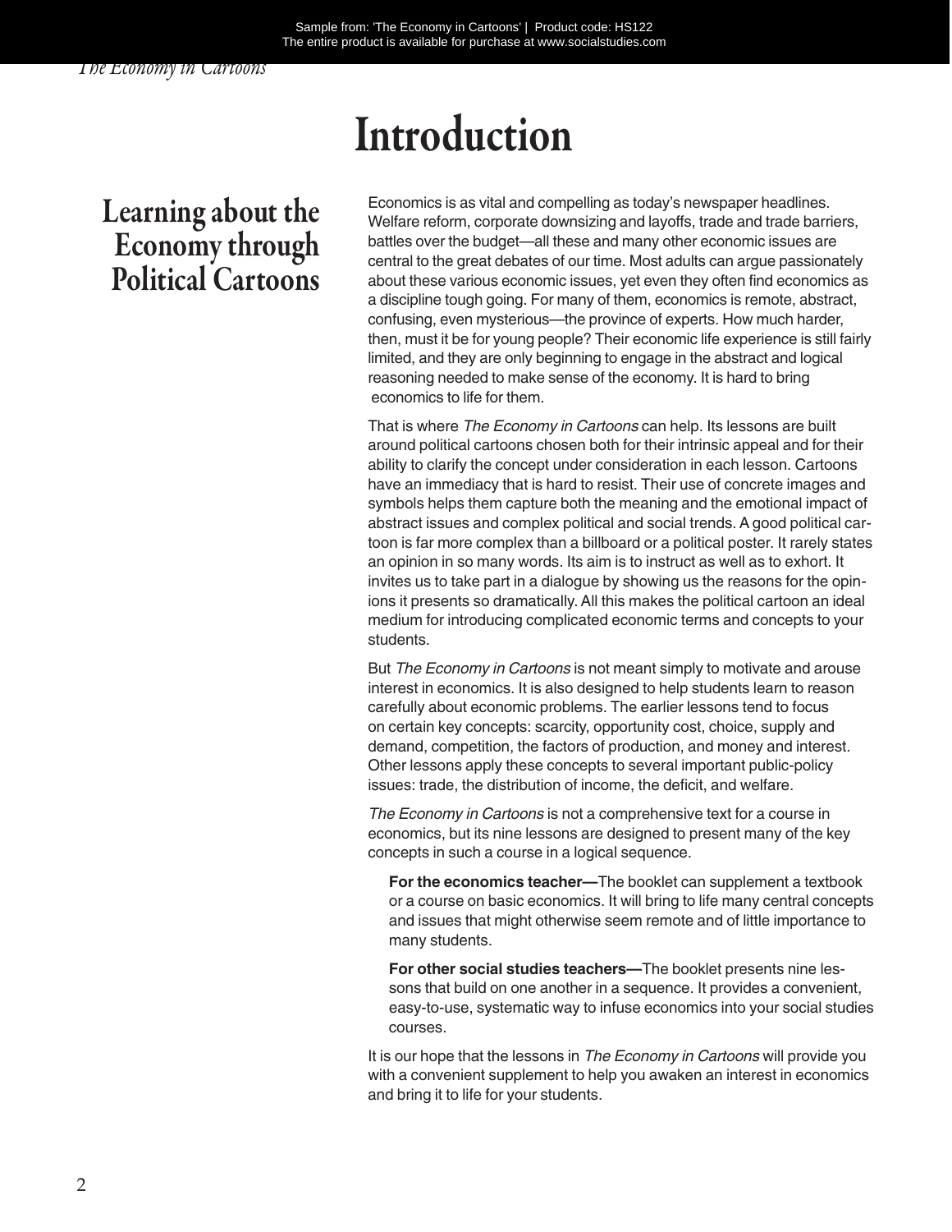# Introduction

## Learning about the Economy through Political Cartoons

Economics is as vital and compelling as today's newspaper headlines. Welfare reform, corporate downsizing and layoffs, trade and trade barriers, battles over the budget—all these and many other economic issues are central to the great debates of our time. Most adults can argue passionately about these various economic issues, yet even they often find economics as a discipline tough going. For many of them, economics is remote, abstract, confusing, even mysterious—the province of experts. How much harder, then, must it be for young people? Their economic life experience is still fairly limited, and they are only beginning to engage in the abstract and logical reasoning needed to make sense of the economy. It is hard to bring economics to life for them.

That is where *The Economy in Cartoons* can help. Its lessons are built around political cartoons chosen both for their intrinsic appeal and for their ability to clarify the concept under consideration in each lesson. Cartoons have an immediacy that is hard to resist. Their use of concrete images and symbols helps them capture both the meaning and the emotional impact of abstract issues and complex political and social trends. A good political cartoon is far more complex than a billboard or a political poster. It rarely states an opinion in so many words. Its aim is to instruct as well as to exhort. It invites us to take part in a dialogue by showing us the reasons for the opinions it presents so dramatically. All this makes the political cartoon an ideal medium for introducing complicated economic terms and concepts to your students.

But *The Economy in Cartoons* is not meant simply to motivate and arouse interest in economics. It is also designed to help students learn to reason carefully about economic problems. The earlier lessons tend to focus on certain key concepts: scarcity, opportunity cost, choice, supply and demand, competition, the factors of production, and money and interest. Other lessons apply these concepts to several important public-policy issues: trade, the distribution of income, the deficit, and welfare.

*The Economy in Cartoons* is not a comprehensive text for a course in economics, but its nine lessons are designed to present many of the key concepts in such a course in a logical sequence.

**For the economics teacher—**The booklet can supplement a textbook or a course on basic economics. It will bring to life many central concepts and issues that might otherwise seem remote and of little importance to many students.

**For other social studies teachers—**The booklet presents nine lessons that build on one another in a sequence. It provides a convenient, easy-to-use, systematic way to infuse economics into your social studies courses.

It is our hope that the lessons in *The Economy in Cartoons* will provide you with a convenient supplement to help you awaken an interest in economics and bring it to life for your students.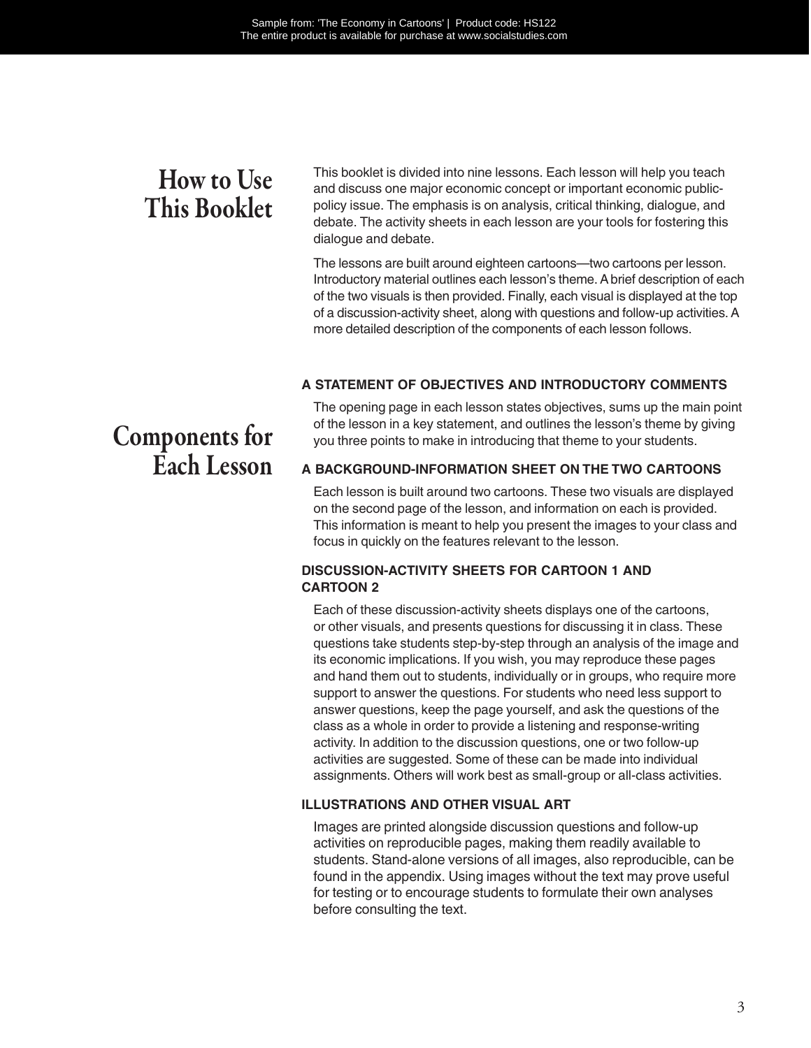# How to Use This Booklet

This booklet is divided into nine lessons. Each lesson will help you teach and discuss one major economic concept or important economic public-policy issue. The emphasis is on analysis, critical thinking, dialogue, and debate. The activity sheets in each lesson are your tools for fostering this dialogue and debate.

The lessons are built around eighteen cartoons—two cartoons per lesson. Introductory material outlines each lesson's theme. A brief description of each of the two visuals is then provided. Finally, each visual is displayed at the top of a discussion-activity sheet, along with questions and follow-up activities. A more detailed description of the components of each lesson follows.

# Components for Each Lesson

### A STATEMENT OF OBJECTIVES AND INTRODUCTORY COMMENTS

The opening page in each lesson states objectives, sums up the main point of the lesson in a key statement, and outlines the lesson's theme by giving you three points to make in introducing that theme to your students.

### A BACKGROUND-INFORMATION SHEET ON THE TWO CARTOONS

Each lesson is built around two cartoons. These two visuals are displayed on the second page of the lesson, and information on each is provided. This information is meant to help you present the images to your class and focus in quickly on the features relevant to the lesson.

### DISCUSSION-ACTIVITY SHEETS FOR CARTOON 1 AND CARTOON 2

Each of these discussion-activity sheets displays one of the cartoons, or other visuals, and presents questions for discussing it in class. These questions take students step-by-step through an analysis of the image and its economic implications. If you wish, you may reproduce these pages and hand them out to students, individually or in groups, who require more support to answer the questions. For students who need less support to answer questions, keep the page yourself, and ask the questions of the class as a whole in order to provide a listening and response-writing activity. In addition to the discussion questions, one or two follow-up activities are suggested. Some of these can be made into individual assignments. Others will work best as small-group or all-class activities.

### ILLUSTRATIONS AND OTHER VISUAL ART

Images are printed alongside discussion questions and follow-up activities on reproducible pages, making them readily available to students. Stand-alone versions of all images, also reproducible, can be found in the appendix. Using images without the text may prove useful for testing or to encourage students to formulate their own analyses before consulting the text.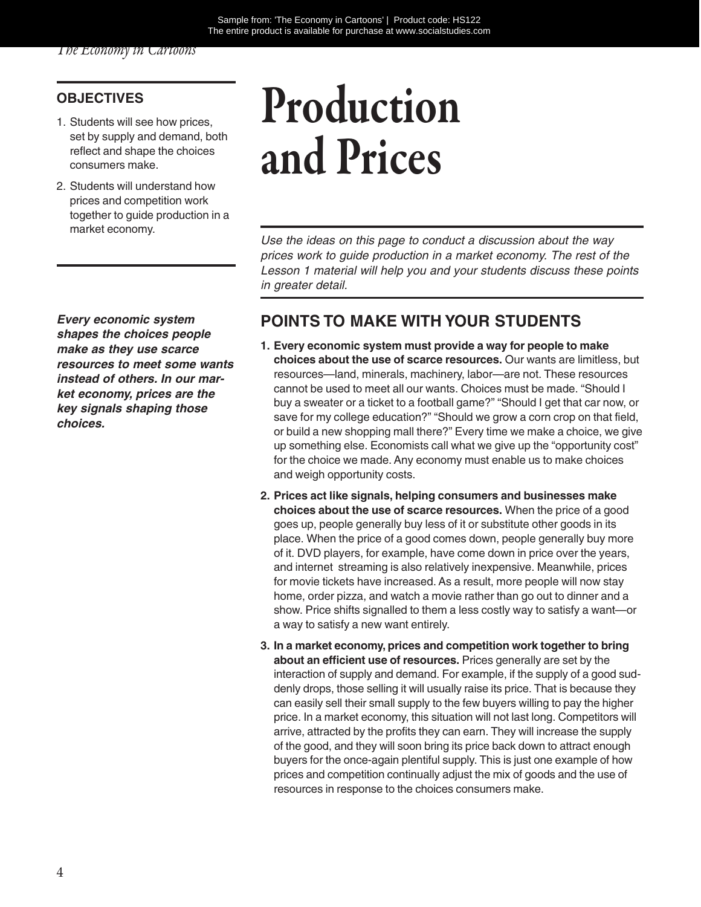# Production and Prices

## OBJECTIVES

1. Students will see how prices, set by supply and demand, both reflect and shape the choices consumers make.
2. Students will understand how prices and competition work together to guide production in a market economy.

*Use the ideas on this page to conduct a discussion about the way prices work to guide production in a market economy. The rest of the Lesson 1 material will help you and your students discuss these points in greater detail.*

***Every economic system shapes the choices people make as they use scarce resources to meet some wants instead of others. In our market economy, prices are the key signals shaping those choices.***

## POINTS TO MAKE WITH YOUR STUDENTS

1. **Every economic system must provide a way for people to make choices about the use of scarce resources.** Our wants are limitless, but resources—land, minerals, machinery, labor—are not. These resources cannot be used to meet all our wants. Choices must be made. "Should I buy a sweater or a ticket to a football game?" "Should I get that car now, or save for my college education?" "Should we grow a corn crop on that field, or build a new shopping mall there?" Every time we make a choice, we give up something else. Economists call what we give up the "opportunity cost" for the choice we made. Any economy must enable us to make choices and weigh opportunity costs.
2. **Prices act like signals, helping consumers and businesses make choices about the use of scarce resources.** When the price of a good goes up, people generally buy less of it or substitute other goods in its place. When the price of a good comes down, people generally buy more of it. DVD players, for example, have come down in price over the years, and internet streaming is also relatively inexpensive. Meanwhile, prices for movie tickets have increased. As a result, more people will now stay home, order pizza, and watch a movie rather than go out to dinner and a show. Price shifts signalled to them a less costly way to satisfy a want—or a way to satisfy a new want entirely.
3. **In a market economy, prices and competition work together to bring about an efficient use of resources.** Prices generally are set by the interaction of supply and demand. For example, if the supply of a good suddenly drops, those selling it will usually raise its price. That is because they can easily sell their small supply to the few buyers willing to pay the higher price. In a market economy, this situation will not last long. Competitors will arrive, attracted by the profits they can earn. They will increase the supply of the good, and they will soon bring its price back down to attract enough buyers for the once-again plentiful supply. This is just one example of how prices and competition continually adjust the mix of goods and the use of resources in response to the choices consumers make.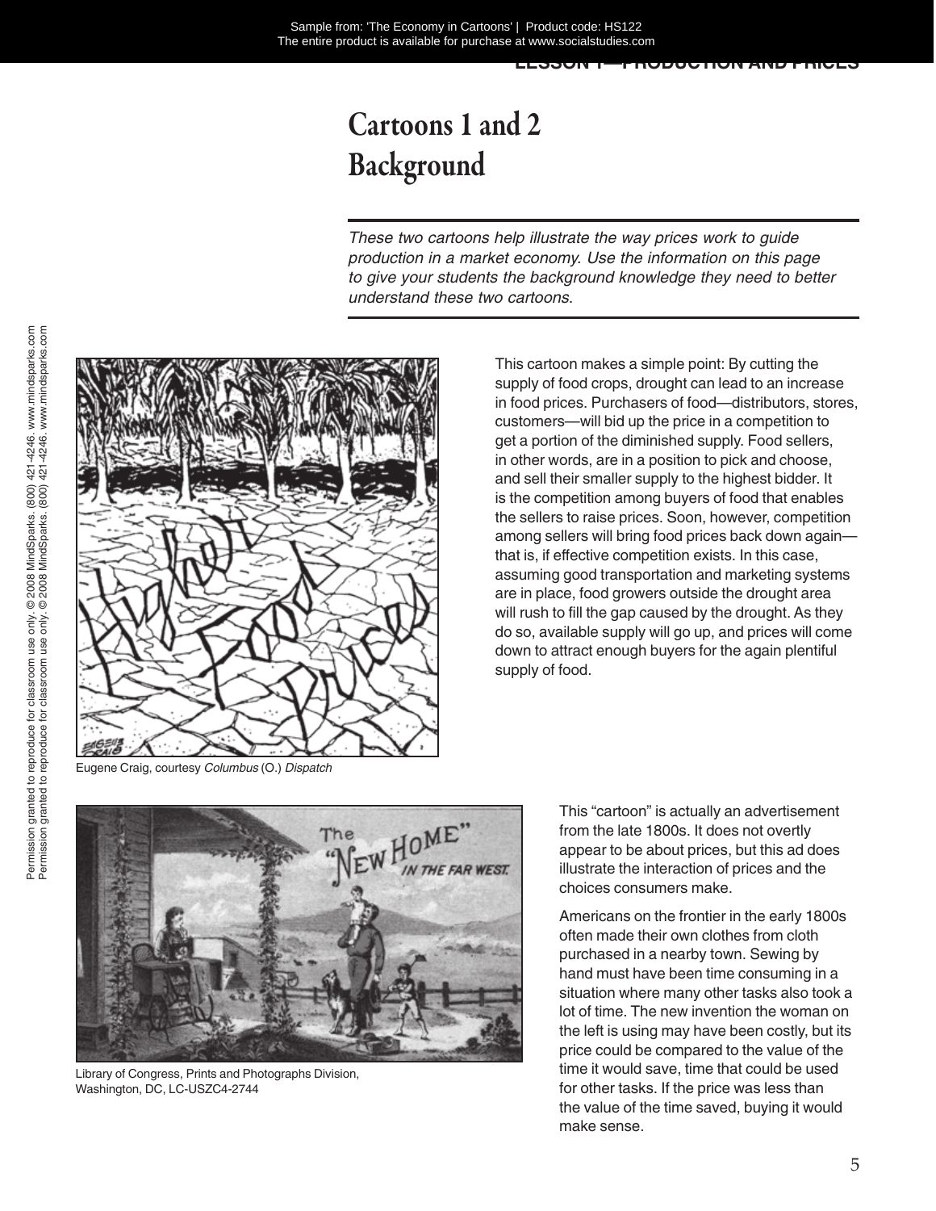# Cartoons 1 and 2 Background

*These two cartoons help illustrate the way prices work to guide production in a market economy. Use the information on this page to give your students the background knowledge they need to better understand these two cartoons.*

This cartoon makes a simple point: By cutting the supply of food crops, drought can lead to an increase in food prices. Purchasers of food—distributors, stores, customers—will bid up the price in a competition to get a portion of the diminished supply. Food sellers, in other words, are in a position to pick and choose, and sell their smaller supply to the highest bidder. It is the competition among buyers of food that enables the sellers to raise prices. Soon, however, competition among sellers will bring food prices back down again—that is, if effective competition exists. In this case, assuming good transportation and marketing systems are in place, food growers outside the drought area will rush to fill the gap caused by the drought. As they do so, available supply will go up, and prices will come down to attract enough buyers for the again plentiful supply of food.

Eugene Craig, courtesy *Columbus* (O.) *Dispatch*

This "cartoon" is actually an advertisement from the late 1800s. It does not overtly appear to be about prices, but this ad does illustrate the interaction of prices and the choices consumers make.

Americans on the frontier in the early 1800s often made their own clothes from cloth purchased in a nearby town. Sewing by hand must have been time consuming in a situation where many other tasks also took a lot of time. The new invention the woman on the left is using may have been costly, but its price could be compared to the value of the time it would save, time that could be used for other tasks. If the price was less than the value of the time saved, buying it would make sense.

Library of Congress, Prints and Photographs Division, Washington, DC, LC-USZC4-2744